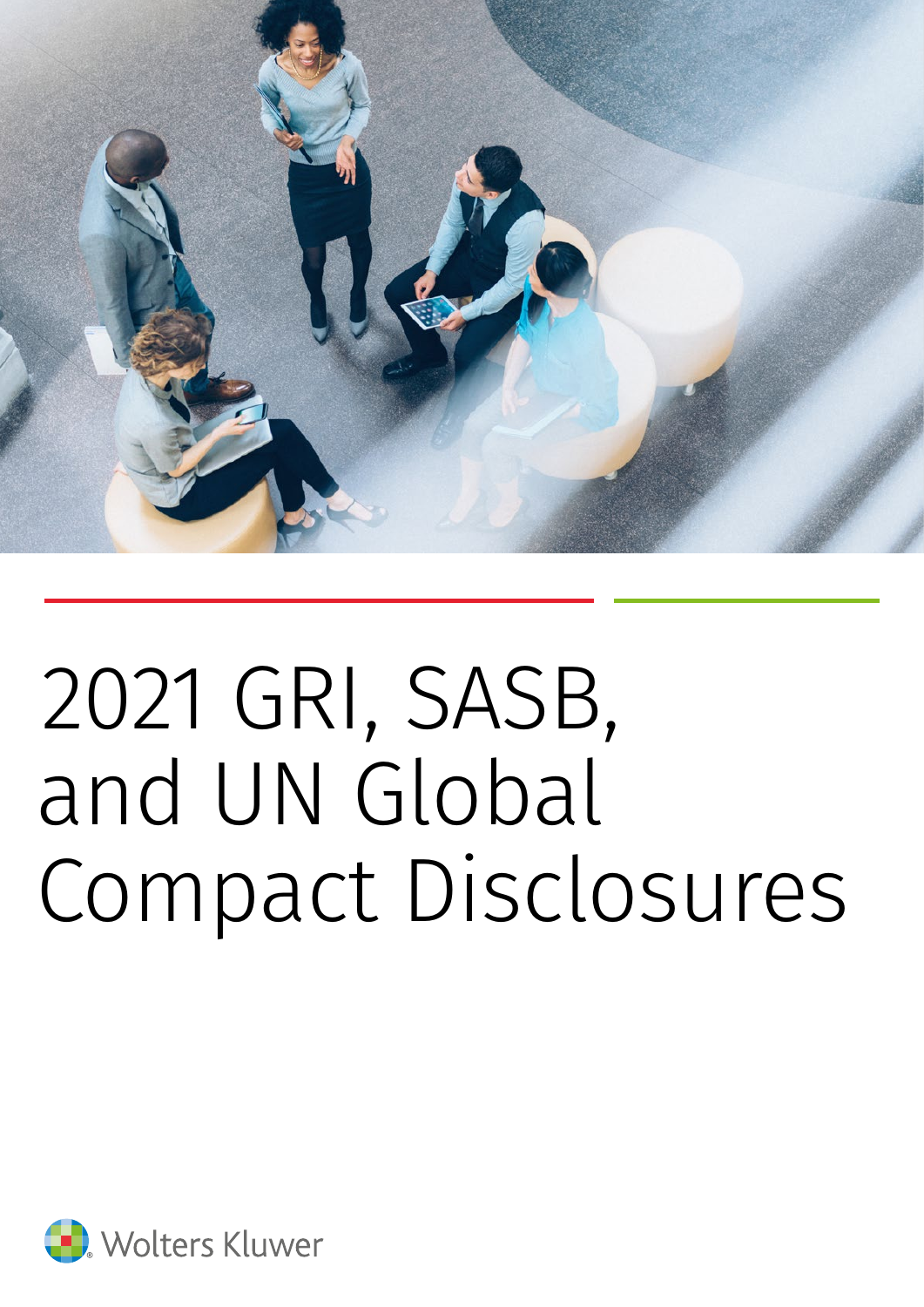# 2021 GRI, SASB, and UN Global Compact Disclosures

Wolters Kluwer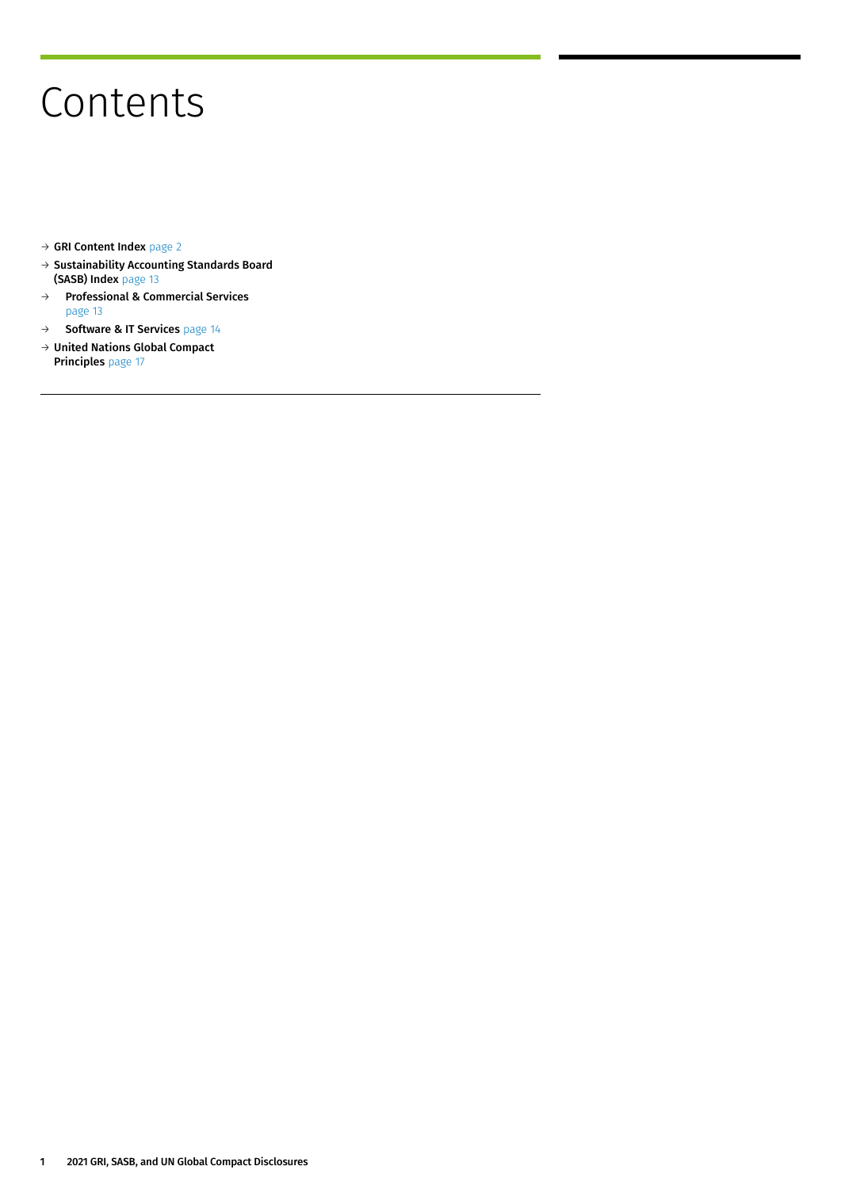# Contents

- → **GRI Content Index** page 2
- → **Sustainability Accounting Standards Board (SASB) Index** page 13
  - → **Professional & Commercial Services** page 13
  - → **Software & IT Services** page 14
- → **United Nations Global Compact Principles** page 17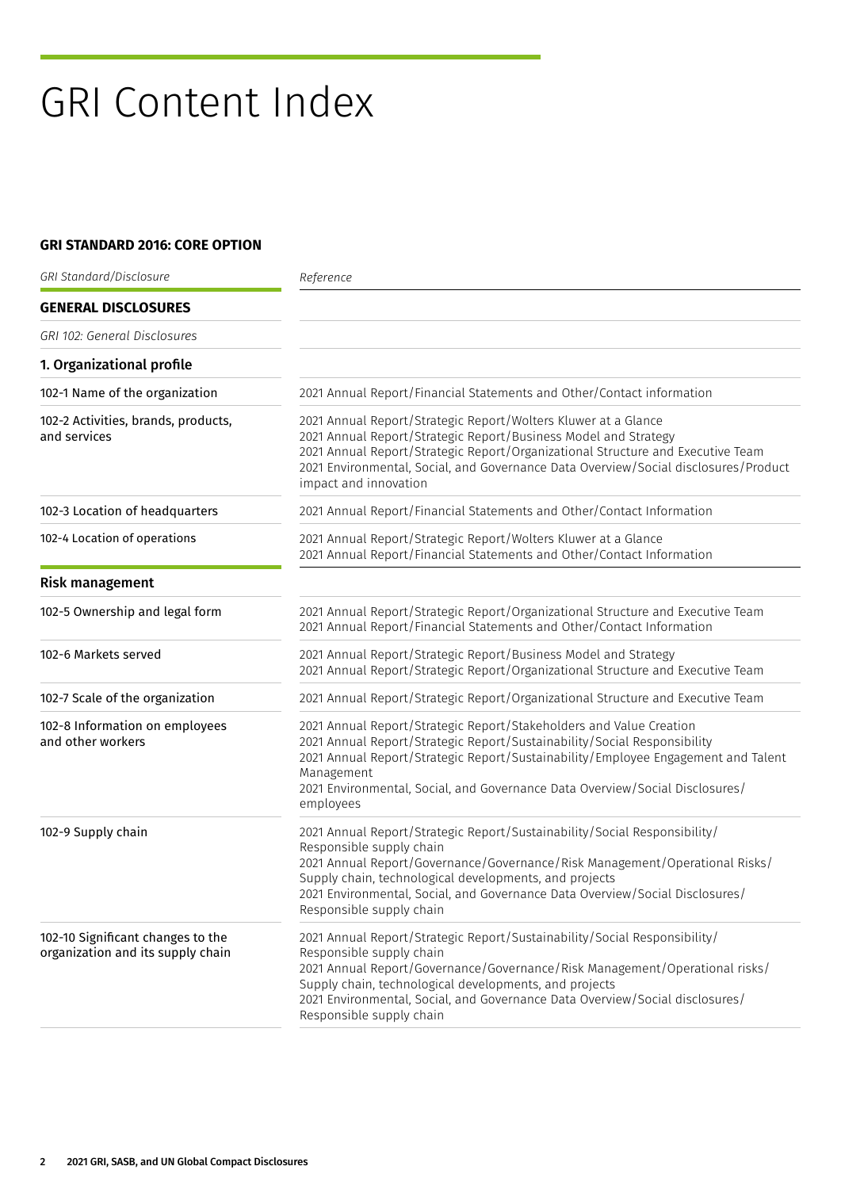# GRI Content Index

**GRI STANDARD 2016: CORE OPTION**

| *GRI Standard/Disclosure* | *Reference* |
|---|---|
| **GENERAL DISCLOSURES** | |
| *GRI 102: General Disclosures* | |
| **1. Organizational profile** | |
| 102-1 Name of the organization | 2021 Annual Report/Financial Statements and Other/Contact information |
| 102-2 Activities, brands, products, and services | 2021 Annual Report/Strategic Report/Wolters Kluwer at a Glance<br>2021 Annual Report/Strategic Report/Business Model and Strategy<br>2021 Annual Report/Strategic Report/Organizational Structure and Executive Team<br>2021 Environmental, Social, and Governance Data Overview/Social disclosures/Product impact and innovation |
| 102-3 Location of headquarters | 2021 Annual Report/Financial Statements and Other/Contact Information |
| 102-4 Location of operations | 2021 Annual Report/Strategic Report/Wolters Kluwer at a Glance<br>2021 Annual Report/Financial Statements and Other/Contact Information |
| **Risk management** | |
| 102-5 Ownership and legal form | 2021 Annual Report/Strategic Report/Organizational Structure and Executive Team<br>2021 Annual Report/Financial Statements and Other/Contact Information |
| 102-6 Markets served | 2021 Annual Report/Strategic Report/Business Model and Strategy<br>2021 Annual Report/Strategic Report/Organizational Structure and Executive Team |
| 102-7 Scale of the organization | 2021 Annual Report/Strategic Report/Organizational Structure and Executive Team |
| 102-8 Information on employees and other workers | 2021 Annual Report/Strategic Report/Stakeholders and Value Creation<br>2021 Annual Report/Strategic Report/Sustainability/Social Responsibility<br>2021 Annual Report/Strategic Report/Sustainability/Employee Engagement and Talent Management<br>2021 Environmental, Social, and Governance Data Overview/Social Disclosures/employees |
| 102-9 Supply chain | 2021 Annual Report/Strategic Report/Sustainability/Social Responsibility/Responsible supply chain<br>2021 Annual Report/Governance/Governance/Risk Management/Operational Risks/Supply chain, technological developments, and projects<br>2021 Environmental, Social, and Governance Data Overview/Social Disclosures/Responsible supply chain |
| 102-10 Significant changes to the organization and its supply chain | 2021 Annual Report/Strategic Report/Sustainability/Social Responsibility/Responsible supply chain<br>2021 Annual Report/Governance/Governance/Risk Management/Operational risks/Supply chain, technological developments, and projects<br>2021 Environmental, Social, and Governance Data Overview/Social disclosures/Responsible supply chain |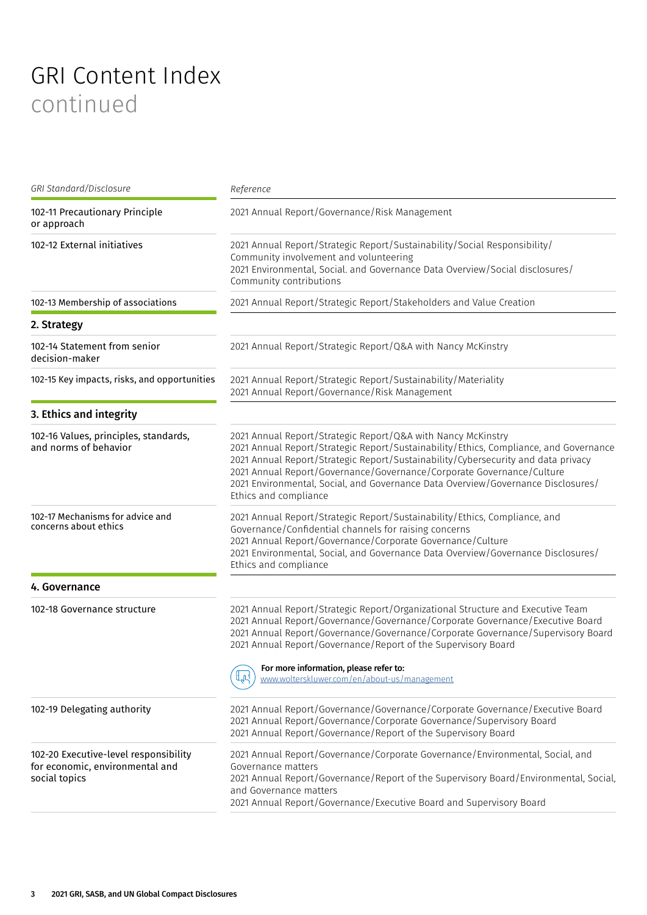# GRI Content Index
continued

| *GRI Standard/Disclosure* | *Reference* |
|---|---|
| 102-11 Precautionary Principle or approach | 2021 Annual Report/Governance/Risk Management |
| 102-12 External initiatives | 2021 Annual Report/Strategic Report/Sustainability/Social Responsibility/Community involvement and volunteering<br>2021 Environmental, Social. and Governance Data Overview/Social disclosures/Community contributions |
| 102-13 Membership of associations | 2021 Annual Report/Strategic Report/Stakeholders and Value Creation |
| **2. Strategy** | |
| 102-14 Statement from senior decision-maker | 2021 Annual Report/Strategic Report/Q&A with Nancy McKinstry |
| 102-15 Key impacts, risks, and opportunities | 2021 Annual Report/Strategic Report/Sustainability/Materiality<br>2021 Annual Report/Governance/Risk Management |
| **3. Ethics and integrity** | |
| 102-16 Values, principles, standards, and norms of behavior | 2021 Annual Report/Strategic Report/Q&A with Nancy McKinstry<br>2021 Annual Report/Strategic Report/Sustainability/Ethics, Compliance, and Governance<br>2021 Annual Report/Strategic Report/Sustainability/Cybersecurity and data privacy<br>2021 Annual Report/Governance/Governance/Corporate Governance/Culture<br>2021 Environmental, Social, and Governance Data Overview/Governance Disclosures/Ethics and compliance |
| 102-17 Mechanisms for advice and concerns about ethics | 2021 Annual Report/Strategic Report/Sustainability/Ethics, Compliance, and Governance/Confidential channels for raising concerns<br>2021 Annual Report/Governance/Corporate Governance/Culture<br>2021 Environmental, Social, and Governance Data Overview/Governance Disclosures/Ethics and compliance |
| **4. Governance** | |
| 102-18 Governance structure | 2021 Annual Report/Strategic Report/Organizational Structure and Executive Team<br>2021 Annual Report/Governance/Governance/Corporate Governance/Executive Board<br>2021 Annual Report/Governance/Governance/Corporate Governance/Supervisory Board<br>2021 Annual Report/Governance/Report of the Supervisory Board<br><br>**For more information, please refer to:**<br>www.wolterskluwer.com/en/about-us/management |
| 102-19 Delegating authority | 2021 Annual Report/Governance/Governance/Corporate Governance/Executive Board<br>2021 Annual Report/Governance/Corporate Governance/Supervisory Board<br>2021 Annual Report/Governance/Report of the Supervisory Board |
| 102-20 Executive-level responsibility for economic, environmental and social topics | 2021 Annual Report/Governance/Corporate Governance/Environmental, Social, and Governance matters<br>2021 Annual Report/Governance/Report of the Supervisory Board/Environmental, Social, and Governance matters<br>2021 Annual Report/Governance/Executive Board and Supervisory Board |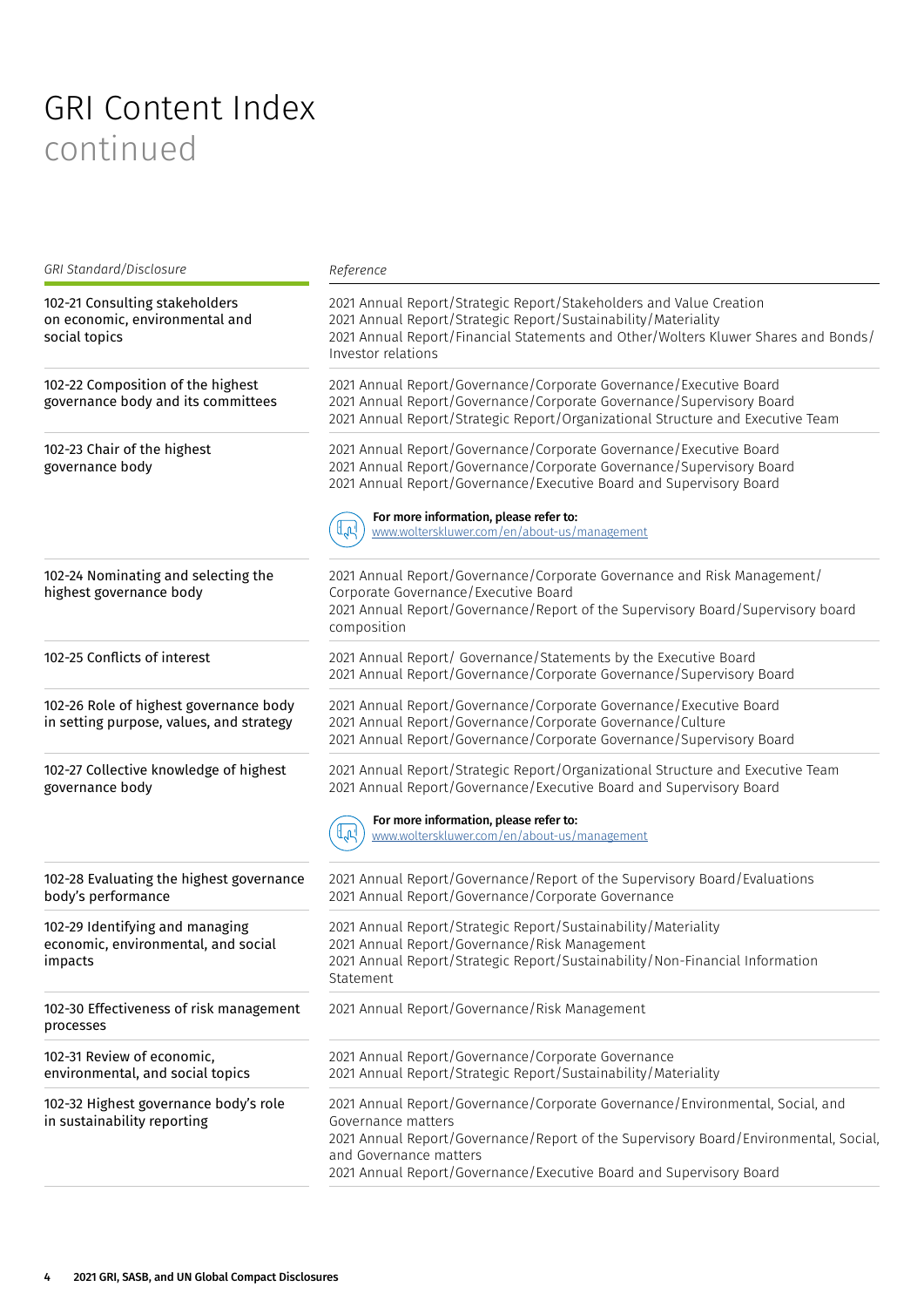# GRI Content Index
continued

| *GRI Standard/Disclosure* | *Reference* |
|---|---|
| 102-21 Consulting stakeholders on economic, environmental and social topics | 2021 Annual Report/Strategic Report/Stakeholders and Value Creation<br>2021 Annual Report/Strategic Report/Sustainability/Materiality<br>2021 Annual Report/Financial Statements and Other/Wolters Kluwer Shares and Bonds/Investor relations |
| 102-22 Composition of the highest governance body and its committees | 2021 Annual Report/Governance/Corporate Governance/Executive Board<br>2021 Annual Report/Governance/Corporate Governance/Supervisory Board<br>2021 Annual Report/Strategic Report/Organizational Structure and Executive Team |
| 102-23 Chair of the highest governance body | 2021 Annual Report/Governance/Corporate Governance/Executive Board<br>2021 Annual Report/Governance/Corporate Governance/Supervisory Board<br>2021 Annual Report/Governance/Executive Board and Supervisory Board<br><br>**For more information, please refer to:**<br>www.wolterskluwer.com/en/about-us/management |
| 102-24 Nominating and selecting the highest governance body | 2021 Annual Report/Governance/Corporate Governance and Risk Management/Corporate Governance/Executive Board<br>2021 Annual Report/Governance/Report of the Supervisory Board/Supervisory board composition |
| 102-25 Conflicts of interest | 2021 Annual Report/ Governance/Statements by the Executive Board<br>2021 Annual Report/Governance/Corporate Governance/Supervisory Board |
| 102-26 Role of highest governance body in setting purpose, values, and strategy | 2021 Annual Report/Governance/Corporate Governance/Executive Board<br>2021 Annual Report/Governance/Corporate Governance/Culture<br>2021 Annual Report/Governance/Corporate Governance/Supervisory Board |
| 102-27 Collective knowledge of highest governance body | 2021 Annual Report/Strategic Report/Organizational Structure and Executive Team<br>2021 Annual Report/Governance/Executive Board and Supervisory Board<br><br>**For more information, please refer to:**<br>www.wolterskluwer.com/en/about-us/management |
| 102-28 Evaluating the highest governance body's performance | 2021 Annual Report/Governance/Report of the Supervisory Board/Evaluations<br>2021 Annual Report/Governance/Corporate Governance |
| 102-29 Identifying and managing economic, environmental, and social impacts | 2021 Annual Report/Strategic Report/Sustainability/Materiality<br>2021 Annual Report/Governance/Risk Management<br>2021 Annual Report/Strategic Report/Sustainability/Non-Financial Information Statement |
| 102-30 Effectiveness of risk management processes | 2021 Annual Report/Governance/Risk Management |
| 102-31 Review of economic, environmental, and social topics | 2021 Annual Report/Governance/Corporate Governance<br>2021 Annual Report/Strategic Report/Sustainability/Materiality |
| 102-32 Highest governance body's role in sustainability reporting | 2021 Annual Report/Governance/Corporate Governance/Environmental, Social, and Governance matters<br>2021 Annual Report/Governance/Report of the Supervisory Board/Environmental, Social, and Governance matters<br>2021 Annual Report/Governance/Executive Board and Supervisory Board |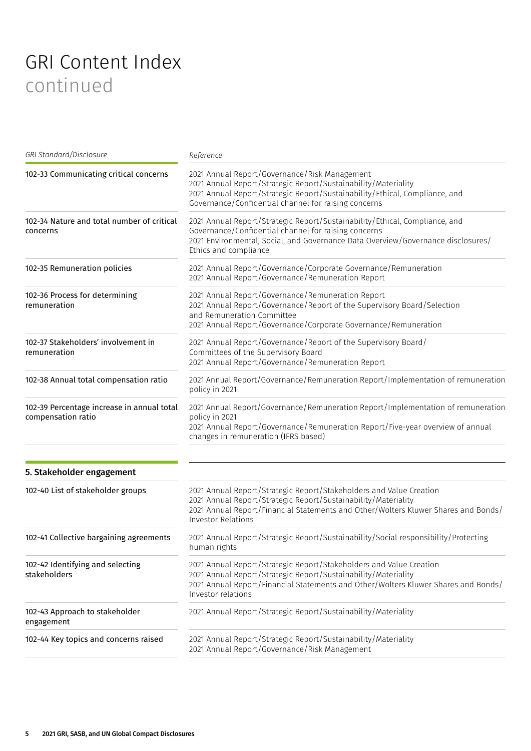# GRI Content Index

continued

| *GRI Standard/Disclosure* | *Reference* |
|---|---|
| 102-33 Communicating critical concerns | 2021 Annual Report/Governance/Risk Management<br>2021 Annual Report/Strategic Report/Sustainability/Materiality<br>2021 Annual Report/Strategic Report/Sustainability/Ethical, Compliance, and Governance/Confidential channel for raising concerns |
| 102-34 Nature and total number of critical concerns | 2021 Annual Report/Strategic Report/Sustainability/Ethical, Compliance, and Governance/Confidential channel for raising concerns<br>2021 Environmental, Social, and Governance Data Overview/Governance disclosures/Ethics and compliance |
| 102-35 Remuneration policies | 2021 Annual Report/Governance/Corporate Governance/Remuneration<br>2021 Annual Report/Governance/Remuneration Report |
| 102-36 Process for determining remuneration | 2021 Annual Report/Governance/Remuneration Report<br>2021 Annual Report/Governance/Report of the Supervisory Board/Selection and Remuneration Committee<br>2021 Annual Report/Governance/Corporate Governance/Remuneration |
| 102-37 Stakeholders' involvement in remuneration | 2021 Annual Report/Governance/Report of the Supervisory Board/Committees of the Supervisory Board<br>2021 Annual Report/Governance/Remuneration Report |
| 102-38 Annual total compensation ratio | 2021 Annual Report/Governance/Remuneration Report/Implementation of remuneration policy in 2021 |
| 102-39 Percentage increase in annual total compensation ratio | 2021 Annual Report/Governance/Remuneration Report/Implementation of remuneration policy in 2021<br>2021 Annual Report/Governance/Remuneration Report/Five-year overview of annual changes in remuneration (IFRS based) |

## 5. Stakeholder engagement

| | |
|---|---|
| 102-40 List of stakeholder groups | 2021 Annual Report/Strategic Report/Stakeholders and Value Creation<br>2021 Annual Report/Strategic Report/Sustainability/Materiality<br>2021 Annual Report/Financial Statements and Other/Wolters Kluwer Shares and Bonds/Investor Relations |
| 102-41 Collective bargaining agreements | 2021 Annual Report/Strategic Report/Sustainability/Social responsibility/Protecting human rights |
| 102-42 Identifying and selecting stakeholders | 2021 Annual Report/Strategic Report/Stakeholders and Value Creation<br>2021 Annual Report/Strategic Report/Sustainability/Materiality<br>2021 Annual Report/Financial Statements and Other/Wolters Kluwer Shares and Bonds/Investor relations |
| 102-43 Approach to stakeholder engagement | 2021 Annual Report/Strategic Report/Sustainability/Materiality |
| 102-44 Key topics and concerns raised | 2021 Annual Report/Strategic Report/Sustainability/Materiality<br>2021 Annual Report/Governance/Risk Management |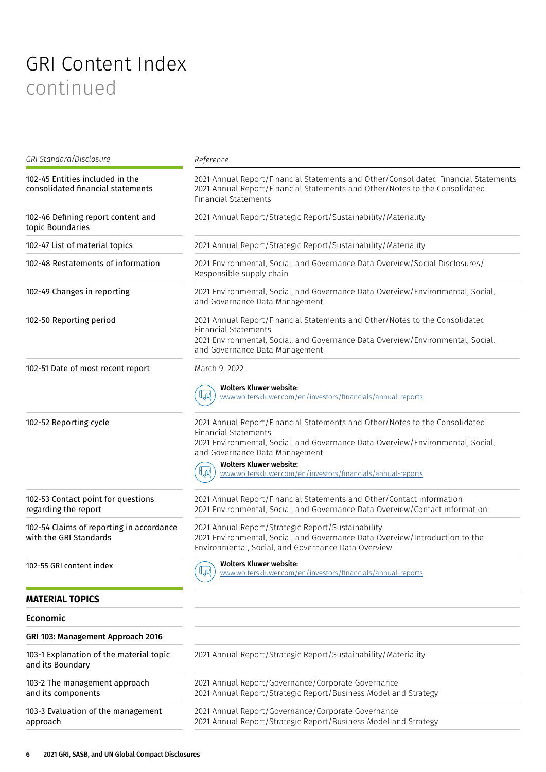# GRI Content Index continued

| *GRI Standard/Disclosure* | *Reference* |
|---|---|
| 102-45 Entities included in the consolidated financial statements | 2021 Annual Report/Financial Statements and Other/Consolidated Financial Statements<br>2021 Annual Report/Financial Statements and Other/Notes to the Consolidated Financial Statements |
| 102-46 Defining report content and topic Boundaries | 2021 Annual Report/Strategic Report/Sustainability/Materiality |
| 102-47 List of material topics | 2021 Annual Report/Strategic Report/Sustainability/Materiality |
| 102-48 Restatements of information | 2021 Environmental, Social, and Governance Data Overview/Social Disclosures/Responsible supply chain |
| 102-49 Changes in reporting | 2021 Environmental, Social, and Governance Data Overview/Environmental, Social, and Governance Data Management |
| 102-50 Reporting period | 2021 Annual Report/Financial Statements and Other/Notes to the Consolidated Financial Statements<br>2021 Environmental, Social, and Governance Data Overview/Environmental, Social, and Governance Data Management |
| 102-51 Date of most recent report | March 9, 2022<br>**Wolters Kluwer website:** www.wolterskluwer.com/en/investors/financials/annual-reports |
| 102-52 Reporting cycle | 2021 Annual Report/Financial Statements and Other/Notes to the Consolidated Financial Statements<br>2021 Environmental, Social, and Governance Data Overview/Environmental, Social, and Governance Data Management<br>**Wolters Kluwer website:** www.wolterskluwer.com/en/investors/financials/annual-reports |
| 102-53 Contact point for questions regarding the report | 2021 Annual Report/Financial Statements and Other/Contact information<br>2021 Environmental, Social, and Governance Data Overview/Contact information |
| 102-54 Claims of reporting in accordance with the GRI Standards | 2021 Annual Report/Strategic Report/Sustainability<br>2021 Environmental, Social, and Governance Data Overview/Introduction to the Environmental, Social, and Governance Data Overview |
| 102-55 GRI content index | **Wolters Kluwer website:** www.wolterskluwer.com/en/investors/financials/annual-reports |
| **MATERIAL TOPICS** | |
| **Economic** | |
| **GRI 103: Management Approach 2016** | |
| 103-1 Explanation of the material topic and its Boundary | 2021 Annual Report/Strategic Report/Sustainability/Materiality |
| 103-2 The management approach and its components | 2021 Annual Report/Governance/Corporate Governance<br>2021 Annual Report/Strategic Report/Business Model and Strategy |
| 103-3 Evaluation of the management approach | 2021 Annual Report/Governance/Corporate Governance<br>2021 Annual Report/Strategic Report/Business Model and Strategy |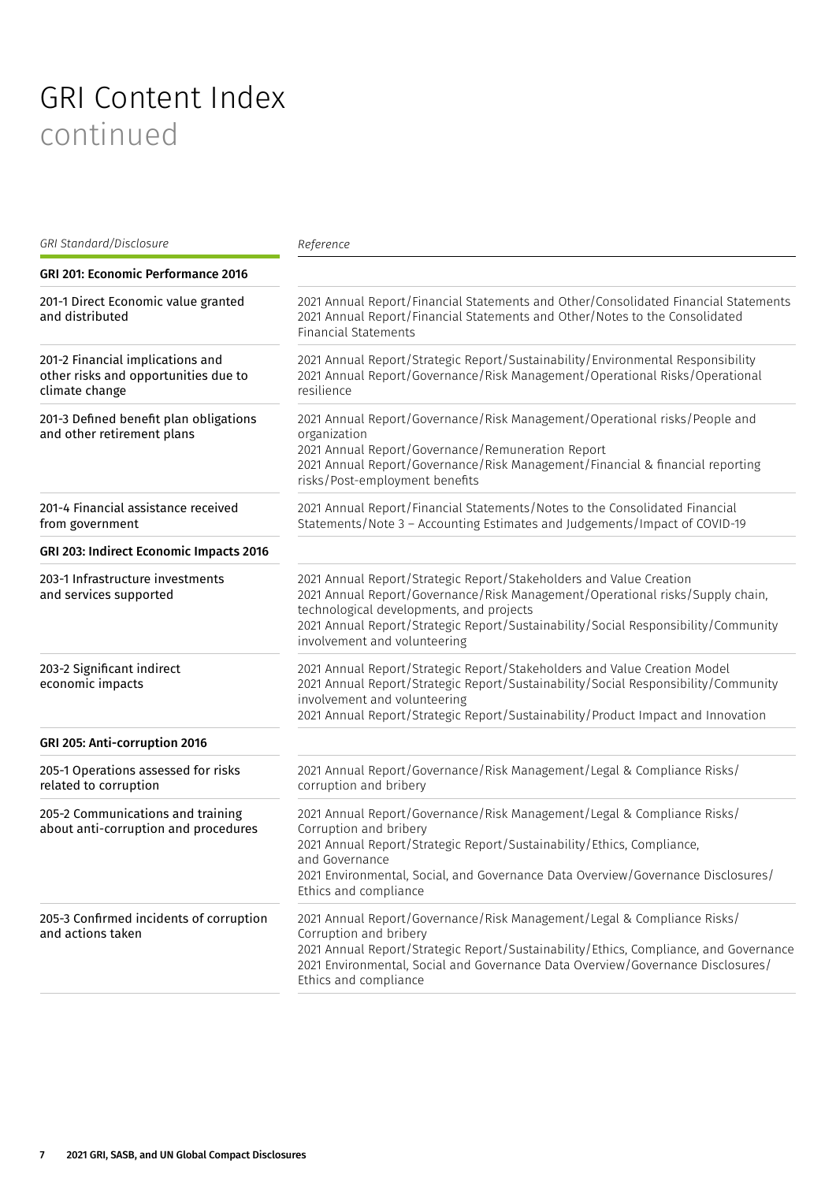# GRI Content Index
continued

| *GRI Standard/Disclosure* | *Reference* |
|---|---|
| **GRI 201: Economic Performance 2016** | |
| 201-1 Direct Economic value granted and distributed | 2021 Annual Report/Financial Statements and Other/Consolidated Financial Statements<br>2021 Annual Report/Financial Statements and Other/Notes to the Consolidated Financial Statements |
| 201-2 Financial implications and other risks and opportunities due to climate change | 2021 Annual Report/Strategic Report/Sustainability/Environmental Responsibility<br>2021 Annual Report/Governance/Risk Management/Operational Risks/Operational resilience |
| 201-3 Defined benefit plan obligations and other retirement plans | 2021 Annual Report/Governance/Risk Management/Operational risks/People and organization<br>2021 Annual Report/Governance/Remuneration Report<br>2021 Annual Report/Governance/Risk Management/Financial & financial reporting risks/Post-employment benefits |
| 201-4 Financial assistance received from government | 2021 Annual Report/Financial Statements/Notes to the Consolidated Financial Statements/Note 3 – Accounting Estimates and Judgements/Impact of COVID-19 |
| **GRI 203: Indirect Economic Impacts 2016** | |
| 203-1 Infrastructure investments and services supported | 2021 Annual Report/Strategic Report/Stakeholders and Value Creation<br>2021 Annual Report/Governance/Risk Management/Operational risks/Supply chain, technological developments, and projects<br>2021 Annual Report/Strategic Report/Sustainability/Social Responsibility/Community involvement and volunteering |
| 203-2 Significant indirect economic impacts | 2021 Annual Report/Strategic Report/Stakeholders and Value Creation Model<br>2021 Annual Report/Strategic Report/Sustainability/Social Responsibility/Community involvement and volunteering<br>2021 Annual Report/Strategic Report/Sustainability/Product Impact and Innovation |
| **GRI 205: Anti-corruption 2016** | |
| 205-1 Operations assessed for risks related to corruption | 2021 Annual Report/Governance/Risk Management/Legal & Compliance Risks/corruption and bribery |
| 205-2 Communications and training about anti-corruption and procedures | 2021 Annual Report/Governance/Risk Management/Legal & Compliance Risks/Corruption and bribery<br>2021 Annual Report/Strategic Report/Sustainability/Ethics, Compliance, and Governance<br>2021 Environmental, Social, and Governance Data Overview/Governance Disclosures/Ethics and compliance |
| 205-3 Confirmed incidents of corruption and actions taken | 2021 Annual Report/Governance/Risk Management/Legal & Compliance Risks/Corruption and bribery<br>2021 Annual Report/Strategic Report/Sustainability/Ethics, Compliance, and Governance<br>2021 Environmental, Social and Governance Data Overview/Governance Disclosures/Ethics and compliance |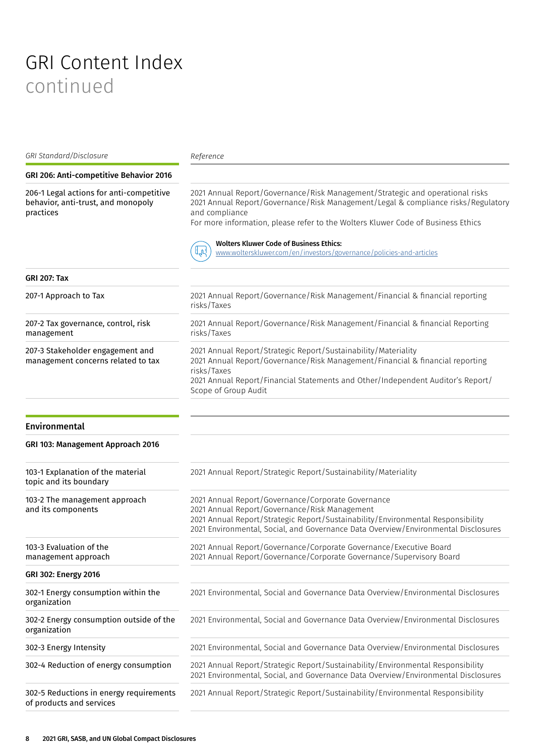# GRI Content Index
## continued

| *GRI Standard/Disclosure* | *Reference* |
|---|---|
| **GRI 206: Anti-competitive Behavior 2016** | |
| 206-1 Legal actions for anti-competitive behavior, anti-trust, and monopoly practices | 2021 Annual Report/Governance/Risk Management/Strategic and operational risks<br>2021 Annual Report/Governance/Risk Management/Legal & compliance risks/Regulatory and compliance<br>For more information, please refer to the Wolters Kluwer Code of Business Ethics<br>**Wolters Kluwer Code of Business Ethics:**<br>www.wolterskluwer.com/en/investors/governance/policies-and-articles |
| **GRI 207: Tax** | |
| 207-1 Approach to Tax | 2021 Annual Report/Governance/Risk Management/Financial & financial reporting risks/Taxes |
| 207-2 Tax governance, control, risk management | 2021 Annual Report/Governance/Risk Management/Financial & financial Reporting risks/Taxes |
| 207-3 Stakeholder engagement and management concerns related to tax | 2021 Annual Report/Strategic Report/Sustainability/Materiality<br>2021 Annual Report/Governance/Risk Management/Financial & financial reporting risks/Taxes<br>2021 Annual Report/Financial Statements and Other/Independent Auditor's Report/Scope of Group Audit |

| | |
|---|---|
| **Environmental** | |
| **GRI 103: Management Approach 2016** | |
| 103-1 Explanation of the material topic and its boundary | 2021 Annual Report/Strategic Report/Sustainability/Materiality |
| 103-2 The management approach and its components | 2021 Annual Report/Governance/Corporate Governance<br>2021 Annual Report/Governance/Risk Management<br>2021 Annual Report/Strategic Report/Sustainability/Environmental Responsibility<br>2021 Environmental, Social, and Governance Data Overview/Environmental Disclosures |
| 103-3 Evaluation of the management approach | 2021 Annual Report/Governance/Corporate Governance/Executive Board<br>2021 Annual Report/Governance/Corporate Governance/Supervisory Board |
| **GRI 302: Energy 2016** | |
| 302-1 Energy consumption within the organization | 2021 Environmental, Social and Governance Data Overview/Environmental Disclosures |
| 302-2 Energy consumption outside of the organization | 2021 Environmental, Social and Governance Data Overview/Environmental Disclosures |
| 302-3 Energy Intensity | 2021 Environmental, Social and Governance Data Overview/Environmental Disclosures |
| 302-4 Reduction of energy consumption | 2021 Annual Report/Strategic Report/Sustainability/Environmental Responsibility<br>2021 Environmental, Social, and Governance Data Overview/Environmental Disclosures |
| 302-5 Reductions in energy requirements of products and services | 2021 Annual Report/Strategic Report/Sustainability/Environmental Responsibility |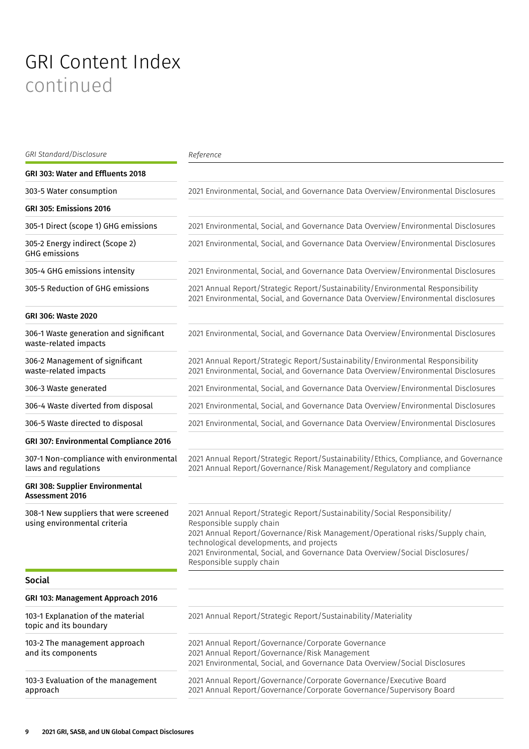# GRI Content Index
continued

| *GRI Standard/Disclosure* | *Reference* |
|---|---|
| **GRI 303: Water and Effluents 2018** | |
| 303-5 Water consumption | 2021 Environmental, Social, and Governance Data Overview/Environmental Disclosures |
| **GRI 305: Emissions 2016** | |
| 305-1 Direct (scope 1) GHG emissions | 2021 Environmental, Social, and Governance Data Overview/Environmental Disclosures |
| 305-2 Energy indirect (Scope 2) GHG emissions | 2021 Environmental, Social, and Governance Data Overview/Environmental Disclosures |
| 305-4 GHG emissions intensity | 2021 Environmental, Social, and Governance Data Overview/Environmental Disclosures |
| 305-5 Reduction of GHG emissions | 2021 Annual Report/Strategic Report/Sustainability/Environmental Responsibility<br>2021 Environmental, Social, and Governance Data Overview/Environmental disclosures |
| **GRI 306: Waste 2020** | |
| 306-1 Waste generation and significant waste-related impacts | 2021 Environmental, Social, and Governance Data Overview/Environmental Disclosures |
| 306-2 Management of significant waste-related impacts | 2021 Annual Report/Strategic Report/Sustainability/Environmental Responsibility<br>2021 Environmental, Social, and Governance Data Overview/Environmental Disclosures |
| 306-3 Waste generated | 2021 Environmental, Social, and Governance Data Overview/Environmental Disclosures |
| 306-4 Waste diverted from disposal | 2021 Environmental, Social, and Governance Data Overview/Environmental Disclosures |
| 306-5 Waste directed to disposal | 2021 Environmental, Social, and Governance Data Overview/Environmental Disclosures |
| **GRI 307: Environmental Compliance 2016** | |
| 307-1 Non-compliance with environmental laws and regulations | 2021 Annual Report/Strategic Report/Sustainability/Ethics, Compliance, and Governance<br>2021 Annual Report/Governance/Risk Management/Regulatory and compliance |
| **GRI 308: Supplier Environmental Assessment 2016** | |
| 308-1 New suppliers that were screened using environmental criteria | 2021 Annual Report/Strategic Report/Sustainability/Social Responsibility/Responsible supply chain<br>2021 Annual Report/Governance/Risk Management/Operational risks/Supply chain, technological developments, and projects<br>2021 Environmental, Social, and Governance Data Overview/Social Disclosures/Responsible supply chain |

## Social

| | |
|---|---|
| **GRI 103: Management Approach 2016** | |
| 103-1 Explanation of the material topic and its boundary | 2021 Annual Report/Strategic Report/Sustainability/Materiality |
| 103-2 The management approach and its components | 2021 Annual Report/Governance/Corporate Governance<br>2021 Annual Report/Governance/Risk Management<br>2021 Environmental, Social, and Governance Data Overview/Social Disclosures |
| 103-3 Evaluation of the management approach | 2021 Annual Report/Governance/Corporate Governance/Executive Board<br>2021 Annual Report/Governance/Corporate Governance/Supervisory Board |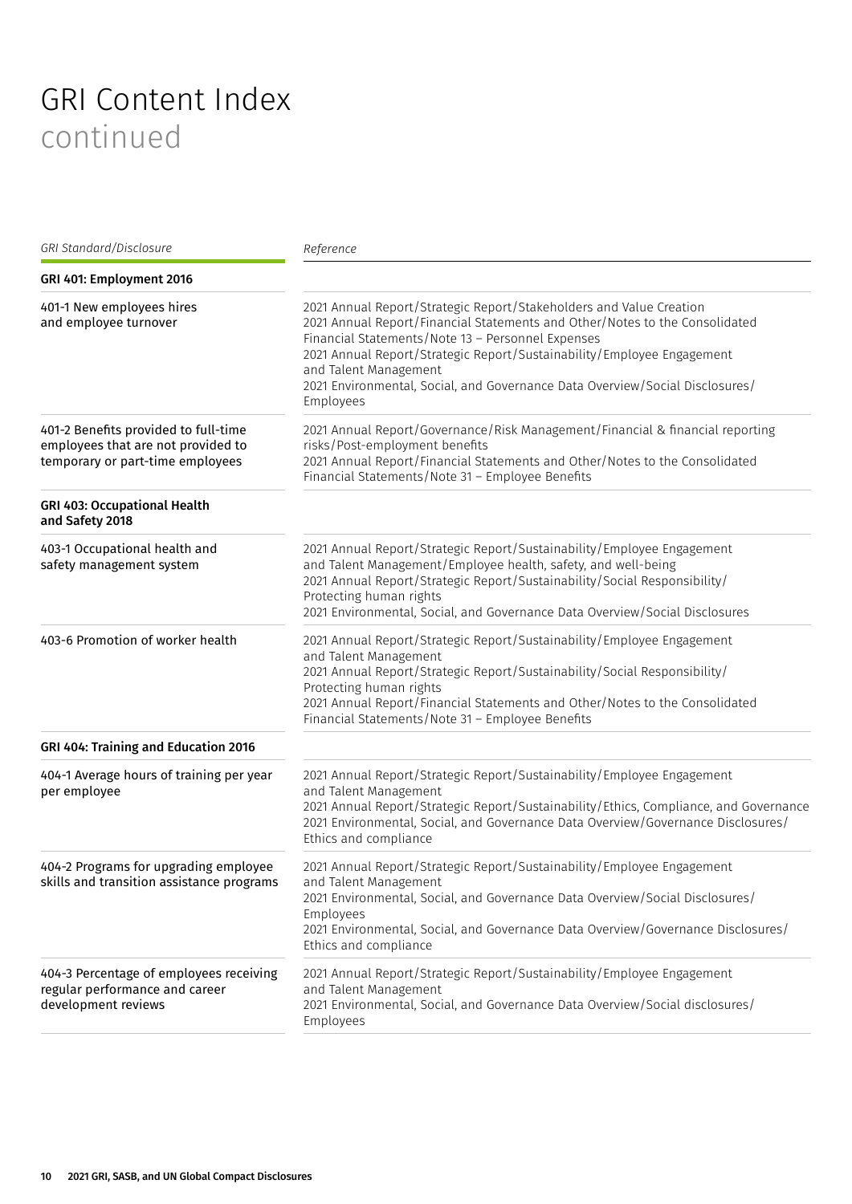# GRI Content Index
continued

| *GRI Standard/Disclosure* | *Reference* |
|---|---|
| **GRI 401: Employment 2016** | |
| 401-1 New employees hires and employee turnover | 2021 Annual Report/Strategic Report/Stakeholders and Value Creation<br>2021 Annual Report/Financial Statements and Other/Notes to the Consolidated Financial Statements/Note 13 – Personnel Expenses<br>2021 Annual Report/Strategic Report/Sustainability/Employee Engagement and Talent Management<br>2021 Environmental, Social, and Governance Data Overview/Social Disclosures/Employees |
| 401-2 Benefits provided to full-time employees that are not provided to temporary or part-time employees | 2021 Annual Report/Governance/Risk Management/Financial & financial reporting risks/Post-employment benefits<br>2021 Annual Report/Financial Statements and Other/Notes to the Consolidated Financial Statements/Note 31 – Employee Benefits |
| **GRI 403: Occupational Health and Safety 2018** | |
| 403-1 Occupational health and safety management system | 2021 Annual Report/Strategic Report/Sustainability/Employee Engagement and Talent Management/Employee health, safety, and well-being<br>2021 Annual Report/Strategic Report/Sustainability/Social Responsibility/Protecting human rights<br>2021 Environmental, Social, and Governance Data Overview/Social Disclosures |
| 403-6 Promotion of worker health | 2021 Annual Report/Strategic Report/Sustainability/Employee Engagement and Talent Management<br>2021 Annual Report/Strategic Report/Sustainability/Social Responsibility/Protecting human rights<br>2021 Annual Report/Financial Statements and Other/Notes to the Consolidated Financial Statements/Note 31 – Employee Benefits |
| **GRI 404: Training and Education 2016** | |
| 404-1 Average hours of training per year per employee | 2021 Annual Report/Strategic Report/Sustainability/Employee Engagement and Talent Management<br>2021 Annual Report/Strategic Report/Sustainability/Ethics, Compliance, and Governance<br>2021 Environmental, Social, and Governance Data Overview/Governance Disclosures/Ethics and compliance |
| 404-2 Programs for upgrading employee skills and transition assistance programs | 2021 Annual Report/Strategic Report/Sustainability/Employee Engagement and Talent Management<br>2021 Environmental, Social, and Governance Data Overview/Social Disclosures/Employees<br>2021 Environmental, Social, and Governance Data Overview/Governance Disclosures/Ethics and compliance |
| 404-3 Percentage of employees receiving regular performance and career development reviews | 2021 Annual Report/Strategic Report/Sustainability/Employee Engagement and Talent Management<br>2021 Environmental, Social, and Governance Data Overview/Social disclosures/Employees |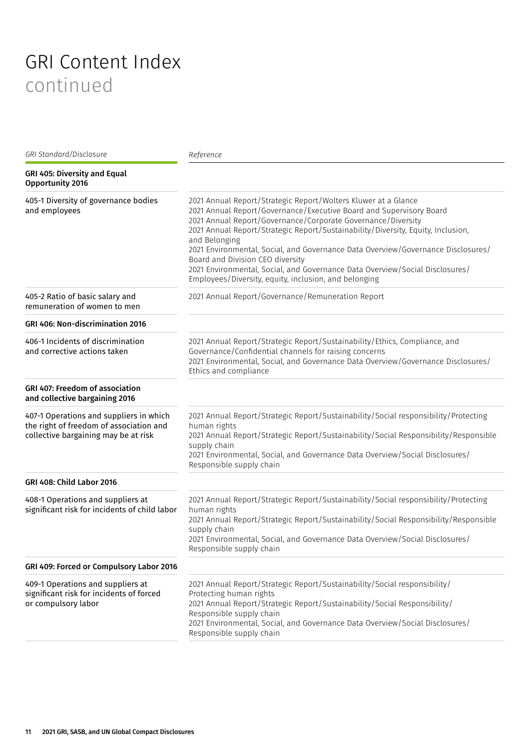# GRI Content Index
continued

| *GRI Standard/Disclosure* | *Reference* |
|---|---|
| **GRI 405: Diversity and Equal Opportunity 2016** | |
| 405-1 Diversity of governance bodies and employees | 2021 Annual Report/Strategic Report/Wolters Kluwer at a Glance<br>2021 Annual Report/Governance/Executive Board and Supervisory Board<br>2021 Annual Report/Governance/Corporate Governance/Diversity<br>2021 Annual Report/Strategic Report/Sustainability/Diversity, Equity, Inclusion, and Belonging<br>2021 Environmental, Social, and Governance Data Overview/Governance Disclosures/ Board and Division CEO diversity<br>2021 Environmental, Social, and Governance Data Overview/Social Disclosures/ Employees/Diversity, equity, inclusion, and belonging |
| 405-2 Ratio of basic salary and remuneration of women to men | 2021 Annual Report/Governance/Remuneration Report |
| **GRI 406: Non-discrimination 2016** | |
| 406-1 Incidents of discrimination and corrective actions taken | 2021 Annual Report/Strategic Report/Sustainability/Ethics, Compliance, and Governance/Confidential channels for raising concerns<br>2021 Environmental, Social, and Governance Data Overview/Governance Disclosures/ Ethics and compliance |
| **GRI 407: Freedom of association and collective bargaining 2016** | |
| 407-1 Operations and suppliers in which the right of freedom of association and collective bargaining may be at risk | 2021 Annual Report/Strategic Report/Sustainability/Social responsibility/Protecting human rights<br>2021 Annual Report/Strategic Report/Sustainability/Social Responsibility/Responsible supply chain<br>2021 Environmental, Social, and Governance Data Overview/Social Disclosures/ Responsible supply chain |
| **GRI 408: Child Labor 2016** | |
| 408-1 Operations and suppliers at significant risk for incidents of child labor | 2021 Annual Report/Strategic Report/Sustainability/Social responsibility/Protecting human rights<br>2021 Annual Report/Strategic Report/Sustainability/Social Responsibility/Responsible supply chain<br>2021 Environmental, Social, and Governance Data Overview/Social Disclosures/ Responsible supply chain |
| **GRI 409: Forced or Compulsory Labor 2016** | |
| 409-1 Operations and suppliers at significant risk for incidents of forced or compulsory labor | 2021 Annual Report/Strategic Report/Sustainability/Social responsibility/ Protecting human rights<br>2021 Annual Report/Strategic Report/Sustainability/Social Responsibility/ Responsible supply chain<br>2021 Environmental, Social, and Governance Data Overview/Social Disclosures/ Responsible supply chain |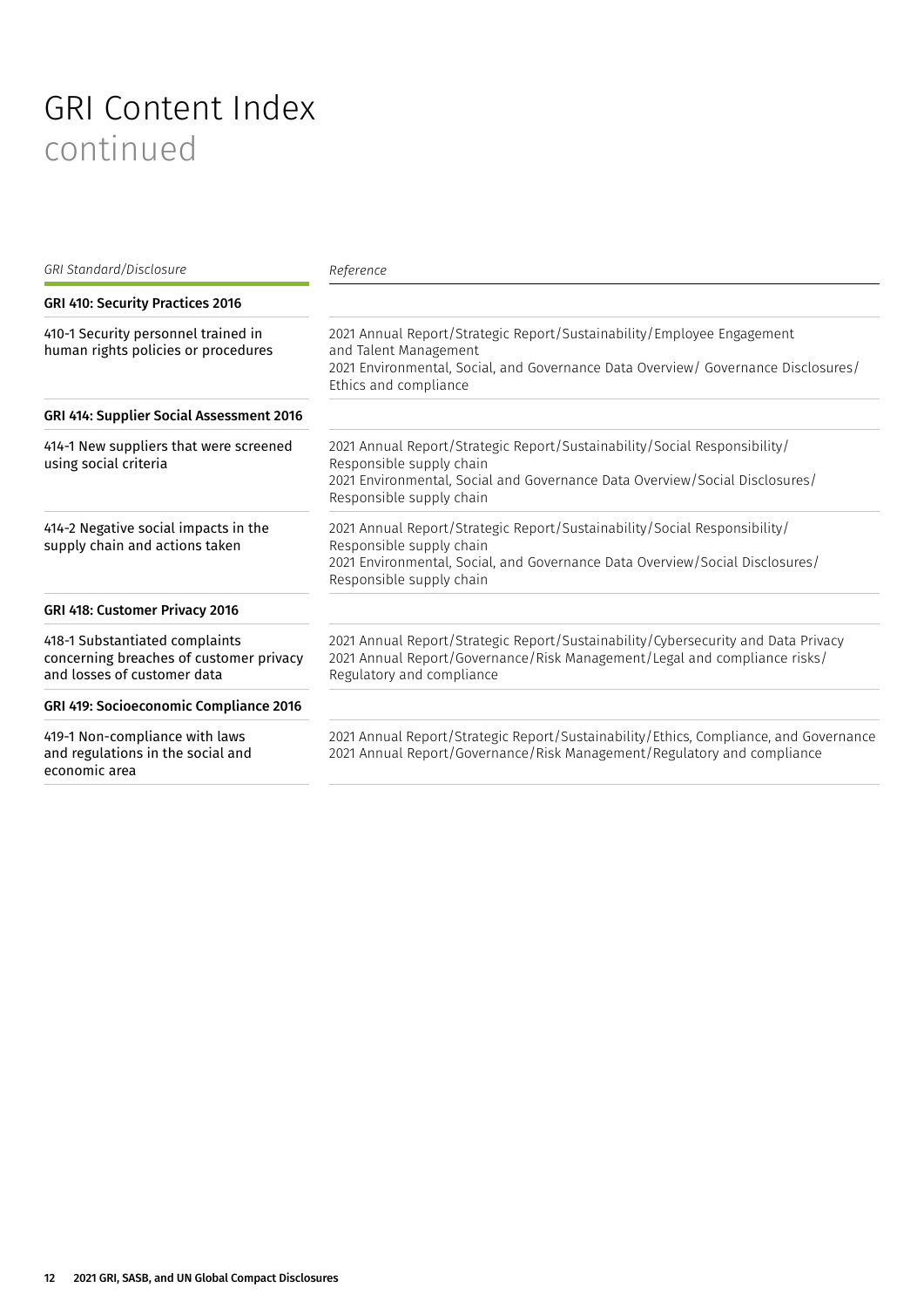# GRI Content Index
continued

| *GRI Standard/Disclosure* | *Reference* |
|---|---|
| **GRI 410: Security Practices 2016** | |
| 410-1 Security personnel trained in human rights policies or procedures | 2021 Annual Report/Strategic Report/Sustainability/Employee Engagement and Talent Management<br>2021 Environmental, Social, and Governance Data Overview/ Governance Disclosures/ Ethics and compliance |
| **GRI 414: Supplier Social Assessment 2016** | |
| 414-1 New suppliers that were screened using social criteria | 2021 Annual Report/Strategic Report/Sustainability/Social Responsibility/ Responsible supply chain<br>2021 Environmental, Social and Governance Data Overview/Social Disclosures/ Responsible supply chain |
| 414-2 Negative social impacts in the supply chain and actions taken | 2021 Annual Report/Strategic Report/Sustainability/Social Responsibility/ Responsible supply chain<br>2021 Environmental, Social, and Governance Data Overview/Social Disclosures/ Responsible supply chain |
| **GRI 418: Customer Privacy 2016** | |
| 418-1 Substantiated complaints concerning breaches of customer privacy and losses of customer data | 2021 Annual Report/Strategic Report/Sustainability/Cybersecurity and Data Privacy<br>2021 Annual Report/Governance/Risk Management/Legal and compliance risks/ Regulatory and compliance |
| **GRI 419: Socioeconomic Compliance 2016** | |
| 419-1 Non-compliance with laws and regulations in the social and economic area | 2021 Annual Report/Strategic Report/Sustainability/Ethics, Compliance, and Governance<br>2021 Annual Report/Governance/Risk Management/Regulatory and compliance |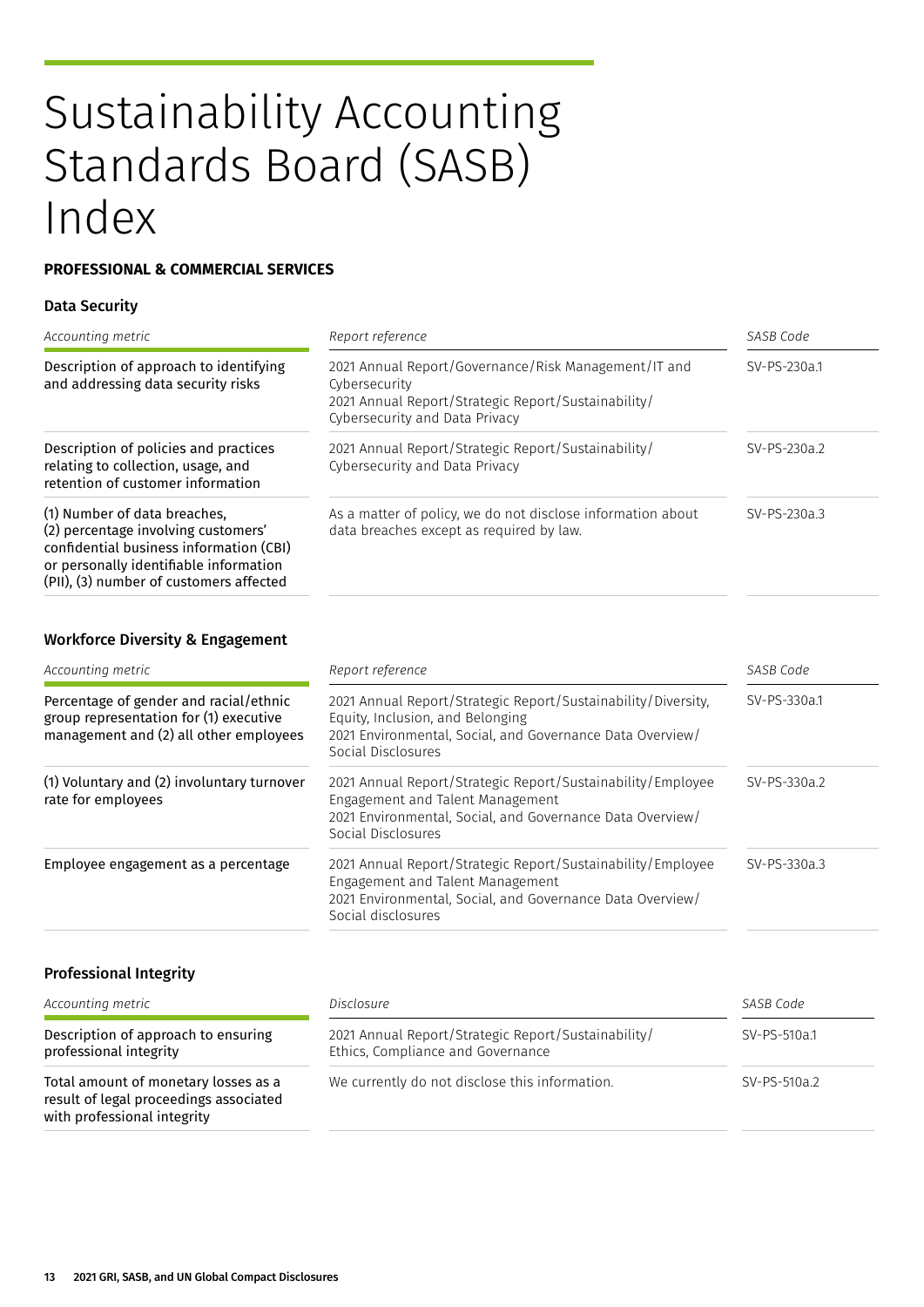# Sustainability Accounting Standards Board (SASB) Index

**PROFESSIONAL & COMMERCIAL SERVICES**

### Data Security

| *Accounting metric* | *Report reference* | *SASB Code* |
|---|---|---|
| Description of approach to identifying and addressing data security risks | 2021 Annual Report/Governance/Risk Management/IT and Cybersecurity<br>2021 Annual Report/Strategic Report/Sustainability/Cybersecurity and Data Privacy | SV-PS-230a.1 |
| Description of policies and practices relating to collection, usage, and retention of customer information | 2021 Annual Report/Strategic Report/Sustainability/Cybersecurity and Data Privacy | SV-PS-230a.2 |
| (1) Number of data breaches, (2) percentage involving customers' confidential business information (CBI) or personally identifiable information (PII), (3) number of customers affected | As a matter of policy, we do not disclose information about data breaches except as required by law. | SV-PS-230a.3 |

### Workforce Diversity & Engagement

| *Accounting metric* | *Report reference* | *SASB Code* |
|---|---|---|
| Percentage of gender and racial/ethnic group representation for (1) executive management and (2) all other employees | 2021 Annual Report/Strategic Report/Sustainability/Diversity, Equity, Inclusion, and Belonging<br>2021 Environmental, Social, and Governance Data Overview/Social Disclosures | SV-PS-330a.1 |
| (1) Voluntary and (2) involuntary turnover rate for employees | 2021 Annual Report/Strategic Report/Sustainability/Employee Engagement and Talent Management<br>2021 Environmental, Social, and Governance Data Overview/Social Disclosures | SV-PS-330a.2 |
| Employee engagement as a percentage | 2021 Annual Report/Strategic Report/Sustainability/Employee Engagement and Talent Management<br>2021 Environmental, Social, and Governance Data Overview/Social disclosures | SV-PS-330a.3 |

### Professional Integrity

| *Accounting metric* | *Disclosure* | *SASB Code* |
|---|---|---|
| Description of approach to ensuring professional integrity | 2021 Annual Report/Strategic Report/Sustainability/Ethics, Compliance and Governance | SV-PS-510a.1 |
| Total amount of monetary losses as a result of legal proceedings associated with professional integrity | We currently do not disclose this information. | SV-PS-510a.2 |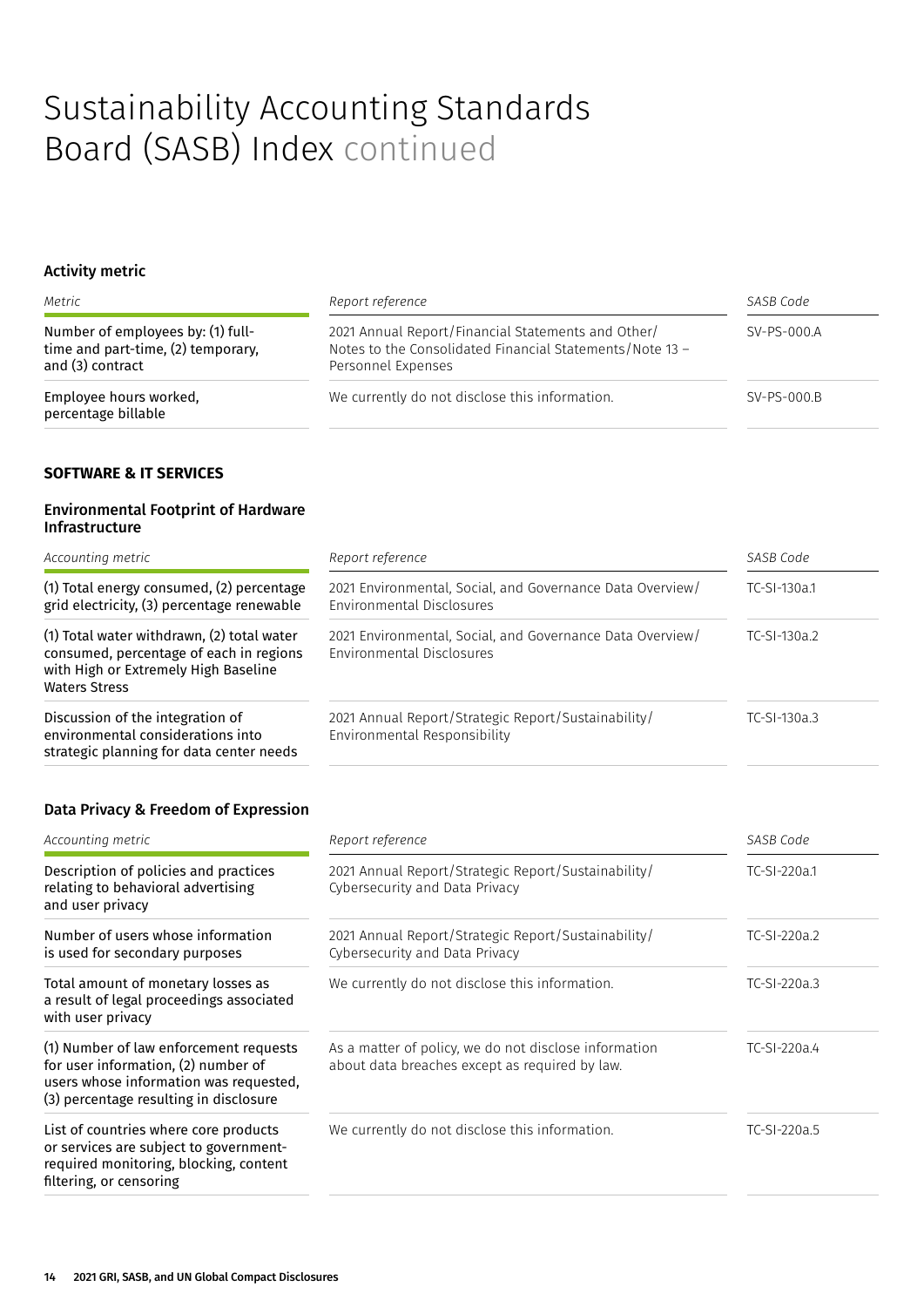# Sustainability Accounting Standards Board (SASB) Index continued

### Activity metric

| *Metric* | *Report reference* | *SASB Code* |
|---|---|---|
| Number of employees by: (1) full-time and part-time, (2) temporary, and (3) contract | 2021 Annual Report/Financial Statements and Other/ Notes to the Consolidated Financial Statements/Note 13 – Personnel Expenses | SV-PS-000.A |
| Employee hours worked, percentage billable | We currently do not disclose this information. | SV-PS-000.B |

## SOFTWARE & IT SERVICES

### Environmental Footprint of Hardware Infrastructure

| *Accounting metric* | *Report reference* | *SASB Code* |
|---|---|---|
| (1) Total energy consumed, (2) percentage grid electricity, (3) percentage renewable | 2021 Environmental, Social, and Governance Data Overview/ Environmental Disclosures | TC-SI-130a.1 |
| (1) Total water withdrawn, (2) total water consumed, percentage of each in regions with High or Extremely High Baseline Waters Stress | 2021 Environmental, Social, and Governance Data Overview/ Environmental Disclosures | TC-SI-130a.2 |
| Discussion of the integration of environmental considerations into strategic planning for data center needs | 2021 Annual Report/Strategic Report/Sustainability/ Environmental Responsibility | TC-SI-130a.3 |

### Data Privacy & Freedom of Expression

| *Accounting metric* | *Report reference* | *SASB Code* |
|---|---|---|
| Description of policies and practices relating to behavioral advertising and user privacy | 2021 Annual Report/Strategic Report/Sustainability/ Cybersecurity and Data Privacy | TC-SI-220a.1 |
| Number of users whose information is used for secondary purposes | 2021 Annual Report/Strategic Report/Sustainability/ Cybersecurity and Data Privacy | TC-SI-220a.2 |
| Total amount of monetary losses as a result of legal proceedings associated with user privacy | We currently do not disclose this information. | TC-SI-220a.3 |
| (1) Number of law enforcement requests for user information, (2) number of users whose information was requested, (3) percentage resulting in disclosure | As a matter of policy, we do not disclose information about data breaches except as required by law. | TC-SI-220a.4 |
| List of countries where core products or services are subject to government-required monitoring, blocking, content filtering, or censoring | We currently do not disclose this information. | TC-SI-220a.5 |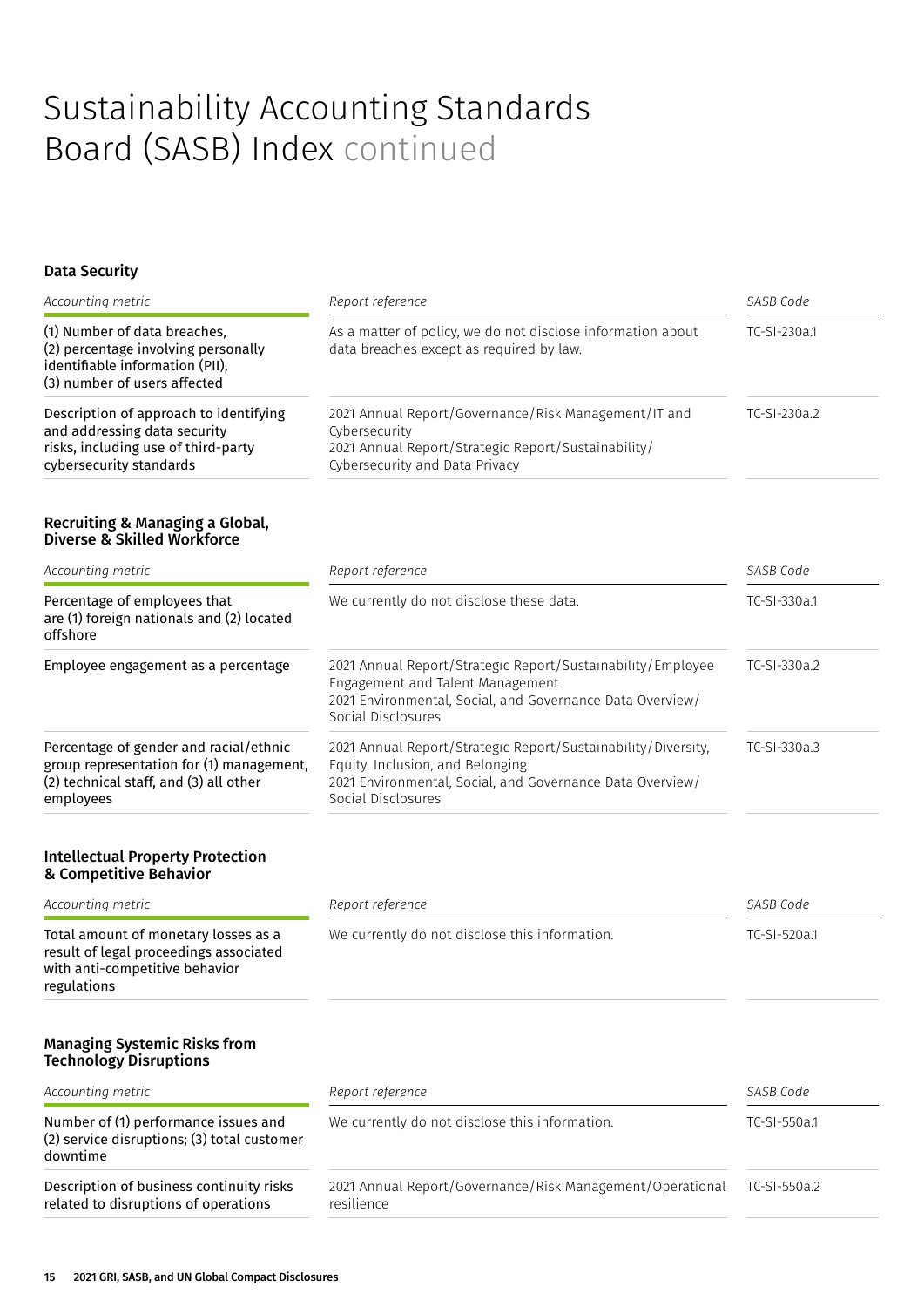# Sustainability Accounting Standards Board (SASB) Index continued

### Data Security

| Accounting metric | Report reference | SASB Code |
|---|---|---|
| (1) Number of data breaches, (2) percentage involving personally identifiable information (PII), (3) number of users affected | As a matter of policy, we do not disclose information about data breaches except as required by law. | TC-SI-230a.1 |
| Description of approach to identifying and addressing data security risks, including use of third-party cybersecurity standards | 2021 Annual Report/Governance/Risk Management/IT and Cybersecurity<br>2021 Annual Report/Strategic Report/Sustainability/Cybersecurity and Data Privacy | TC-SI-230a.2 |

### Recruiting & Managing a Global, Diverse & Skilled Workforce

| Accounting metric | Report reference | SASB Code |
|---|---|---|
| Percentage of employees that are (1) foreign nationals and (2) located offshore | We currently do not disclose these data. | TC-SI-330a.1 |
| Employee engagement as a percentage | 2021 Annual Report/Strategic Report/Sustainability/Employee Engagement and Talent Management<br>2021 Environmental, Social, and Governance Data Overview/Social Disclosures | TC-SI-330a.2 |
| Percentage of gender and racial/ethnic group representation for (1) management, (2) technical staff, and (3) all other employees | 2021 Annual Report/Strategic Report/Sustainability/Diversity, Equity, Inclusion, and Belonging<br>2021 Environmental, Social, and Governance Data Overview/Social Disclosures | TC-SI-330a.3 |

### Intellectual Property Protection & Competitive Behavior

| Accounting metric | Report reference | SASB Code |
|---|---|---|
| Total amount of monetary losses as a result of legal proceedings associated with anti-competitive behavior regulations | We currently do not disclose this information. | TC-SI-520a.1 |

### Managing Systemic Risks from Technology Disruptions

| Accounting metric | Report reference | SASB Code |
|---|---|---|
| Number of (1) performance issues and (2) service disruptions; (3) total customer downtime | We currently do not disclose this information. | TC-SI-550a.1 |
| Description of business continuity risks related to disruptions of operations | 2021 Annual Report/Governance/Risk Management/Operational resilience | TC-SI-550a.2 |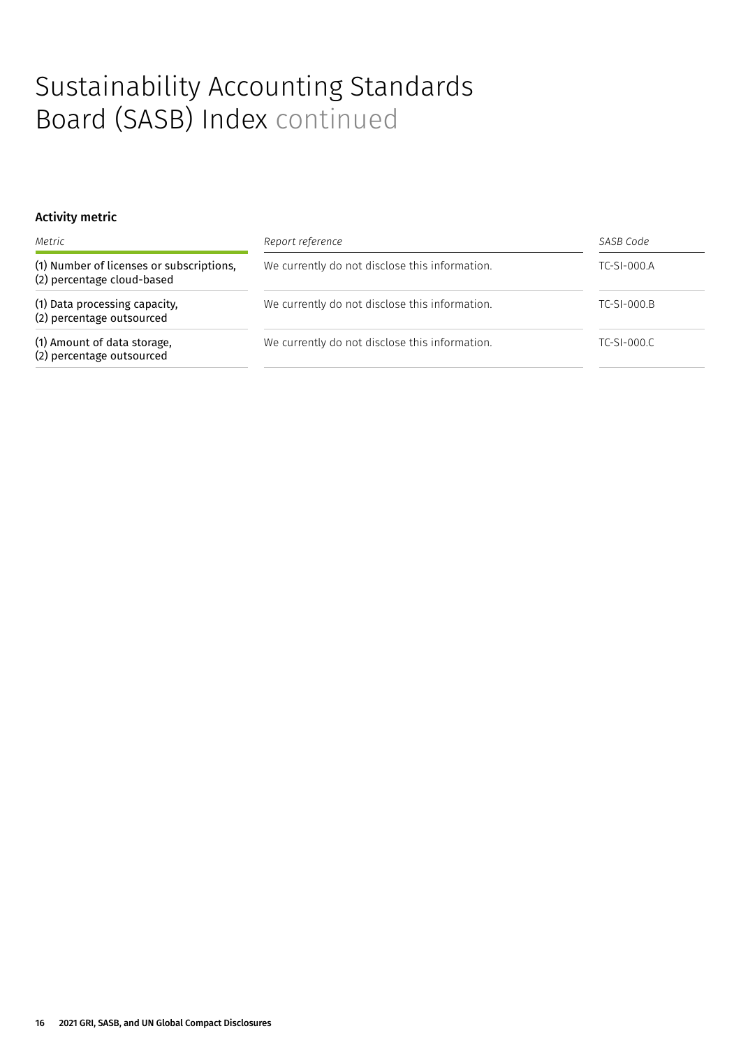# Sustainability Accounting Standards Board (SASB) Index continued

### Activity metric

| *Metric* | *Report reference* | *SASB Code* |
|---|---|---|
| (1) Number of licenses or subscriptions, (2) percentage cloud-based | We currently do not disclose this information. | TC-SI-000.A |
| (1) Data processing capacity, (2) percentage outsourced | We currently do not disclose this information. | TC-SI-000.B |
| (1) Amount of data storage, (2) percentage outsourced | We currently do not disclose this information. | TC-SI-000.C |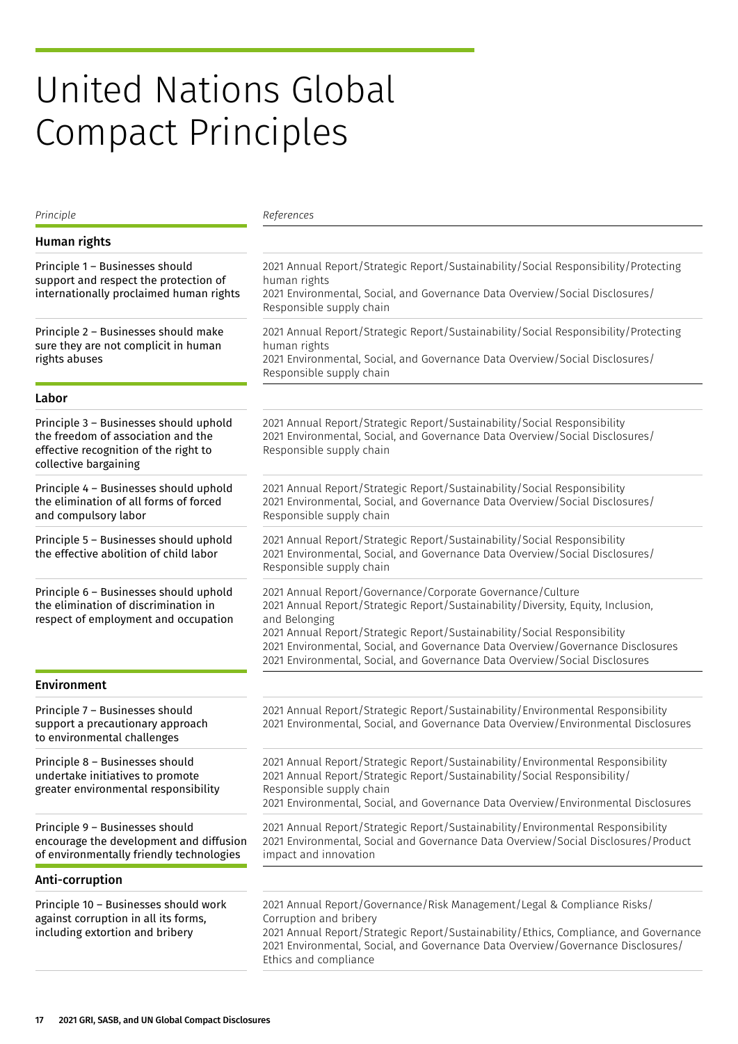# United Nations Global Compact Principles

| *Principle* | *References* |
|---|---|
| **Human rights** | |
| Principle 1 – Businesses should support and respect the protection of internationally proclaimed human rights | 2021 Annual Report/Strategic Report/Sustainability/Social Responsibility/Protecting human rights<br>2021 Environmental, Social, and Governance Data Overview/Social Disclosures/Responsible supply chain |
| Principle 2 – Businesses should make sure they are not complicit in human rights abuses | 2021 Annual Report/Strategic Report/Sustainability/Social Responsibility/Protecting human rights<br>2021 Environmental, Social, and Governance Data Overview/Social Disclosures/Responsible supply chain |
| **Labor** | |
| Principle 3 – Businesses should uphold the freedom of association and the effective recognition of the right to collective bargaining | 2021 Annual Report/Strategic Report/Sustainability/Social Responsibility<br>2021 Environmental, Social, and Governance Data Overview/Social Disclosures/Responsible supply chain |
| Principle 4 – Businesses should uphold the elimination of all forms of forced and compulsory labor | 2021 Annual Report/Strategic Report/Sustainability/Social Responsibility<br>2021 Environmental, Social, and Governance Data Overview/Social Disclosures/Responsible supply chain |
| Principle 5 – Businesses should uphold the effective abolition of child labor | 2021 Annual Report/Strategic Report/Sustainability/Social Responsibility<br>2021 Environmental, Social, and Governance Data Overview/Social Disclosures/Responsible supply chain |
| Principle 6 – Businesses should uphold the elimination of discrimination in respect of employment and occupation | 2021 Annual Report/Governance/Corporate Governance/Culture<br>2021 Annual Report/Strategic Report/Sustainability/Diversity, Equity, Inclusion, and Belonging<br>2021 Annual Report/Strategic Report/Sustainability/Social Responsibility<br>2021 Environmental, Social, and Governance Data Overview/Governance Disclosures<br>2021 Environmental, Social, and Governance Data Overview/Social Disclosures |
| **Environment** | |
| Principle 7 – Businesses should support a precautionary approach to environmental challenges | 2021 Annual Report/Strategic Report/Sustainability/Environmental Responsibility<br>2021 Environmental, Social, and Governance Data Overview/Environmental Disclosures |
| Principle 8 – Businesses should undertake initiatives to promote greater environmental responsibility | 2021 Annual Report/Strategic Report/Sustainability/Environmental Responsibility<br>2021 Annual Report/Strategic Report/Sustainability/Social Responsibility/Responsible supply chain<br>2021 Environmental, Social, and Governance Data Overview/Environmental Disclosures |
| Principle 9 – Businesses should encourage the development and diffusion of environmentally friendly technologies | 2021 Annual Report/Strategic Report/Sustainability/Environmental Responsibility<br>2021 Environmental, Social and Governance Data Overview/Social Disclosures/Product impact and innovation |
| **Anti-corruption** | |
| Principle 10 – Businesses should work against corruption in all its forms, including extortion and bribery | 2021 Annual Report/Governance/Risk Management/Legal & Compliance Risks/Corruption and bribery<br>2021 Annual Report/Strategic Report/Sustainability/Ethics, Compliance, and Governance<br>2021 Environmental, Social, and Governance Data Overview/Governance Disclosures/Ethics and compliance |